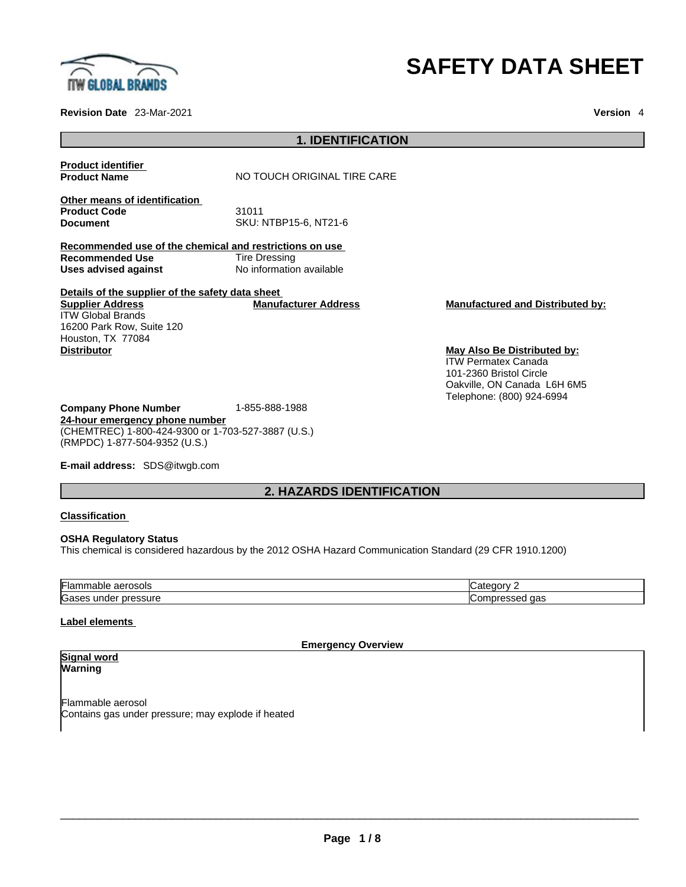# SAFETY DATA SHEET

**Revision Date** 23-Mar-2021 **Version** 4

## 1. IDENTIFICATION

**Product identifier**

**Product Name** NO TOUCH ORIGINAL TIRE CARE

**Other means of identification**

**Product Code** 31011

**Document** SKU: NTBP15-6, NT21-6

**Recommended use of the chemical and restrictions on use**

**Recommended Use** Tire Dressing

**Uses advised against** No information available

**Details of the supplier of the safety data sheet**

**Supplier Address**
ITW Global Brands
16200 Park Row, Suite 120
Houston, TX 77084

**Manufacturer Address**

**Manufactured and Distributed by:**

**Distributor**

**May Also Be Distributed by:**
ITW Permatex Canada
101-2360 Bristol Circle
Oakville, ON Canada L6H 6M5
Telephone: (800) 924-6994

**Company Phone Number** 1-855-888-1988

**24-hour emergency phone number**
(CHEMTREC) 1-800-424-9300 or 1-703-527-3887 (U.S.)
(RMPDC) 1-877-504-9352 (U.S.)

**E-mail address:** SDS@itwgb.com

## 2. HAZARDS IDENTIFICATION

**Classification**

**OSHA Regulatory Status**
This chemical is considered hazardous by the 2012 OSHA Hazard Communication Standard (29 CFR 1910.1200)

| | |
|---|---|
| Flammable aerosols | Category 2 |
| Gases under pressure | Compressed gas |

**Label elements**

**Emergency Overview**

**Signal word**
**Warning**

Flammable aerosol
Contains gas under pressure; may explode if heated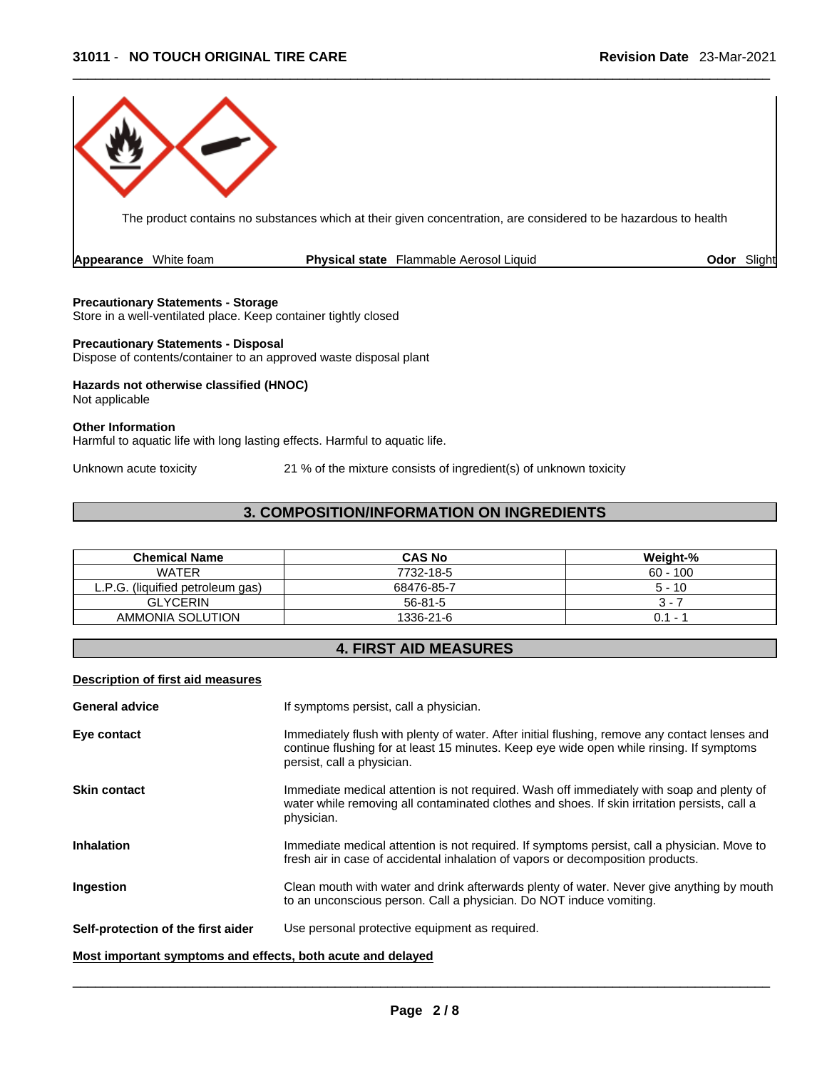The product contains no substances which at their given concentration, are considered to be hazardous to health

**Appearance** White foam **Physical state** Flammable Aerosol Liquid **Odor** Slight

**Precautionary Statements - Storage**
Store in a well-ventilated place. Keep container tightly closed

**Precautionary Statements - Disposal**
Dispose of contents/container to an approved waste disposal plant

**Hazards not otherwise classified (HNOC)**
Not applicable

**Other Information**
Harmful to aquatic life with long lasting effects. Harmful to aquatic life.

Unknown acute toxicity 21 % of the mixture consists of ingredient(s) of unknown toxicity

## 3. COMPOSITION/INFORMATION ON INGREDIENTS

| Chemical Name | CAS No | Weight-% |
|---|---|---|
| WATER | 7732-18-5 | 60 - 100 |
| L.P.G. (liquified petroleum gas) | 68476-85-7 | 5 - 10 |
| GLYCERIN | 56-81-5 | 3 - 7 |
| AMMONIA SOLUTION | 1336-21-6 | 0.1 - 1 |

## 4. FIRST AID MEASURES

**Description of first aid measures**

**General advice** If symptoms persist, call a physician.

**Eye contact** Immediately flush with plenty of water. After initial flushing, remove any contact lenses and continue flushing for at least 15 minutes. Keep eye wide open while rinsing. If symptoms persist, call a physician.

**Skin contact** Immediate medical attention is not required. Wash off immediately with soap and plenty of water while removing all contaminated clothes and shoes. If skin irritation persists, call a physician.

**Inhalation** Immediate medical attention is not required. If symptoms persist, call a physician. Move to fresh air in case of accidental inhalation of vapors or decomposition products.

**Ingestion** Clean mouth with water and drink afterwards plenty of water. Never give anything by mouth to an unconscious person. Call a physician. Do NOT induce vomiting.

**Self-protection of the first aider** Use personal protective equipment as required.

**Most important symptoms and effects, both acute and delayed**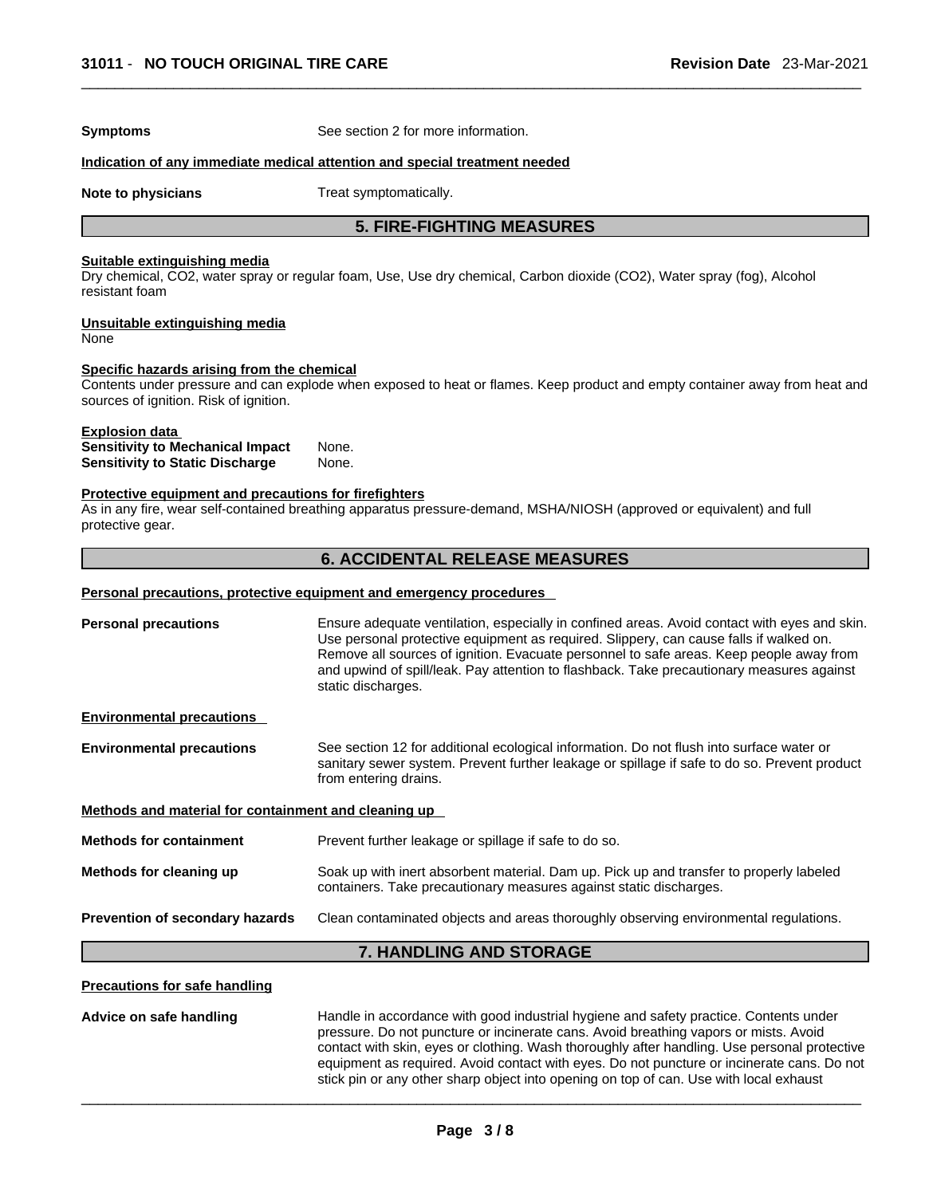**Symptoms** See section 2 for more information.

**Indication of any immediate medical attention and special treatment needed**

**Note to physicians** Treat symptomatically.

## 5. FIRE-FIGHTING MEASURES

**Suitable extinguishing media**

Dry chemical, $CO_2$, water spray or regular foam, Use, Use dry chemical, Carbon dioxide ($CO_2$), Water spray (fog), Alcohol resistant foam

**Unsuitable extinguishing media**

None

**Specific hazards arising from the chemical**

Contents under pressure and can explode when exposed to heat or flames. Keep product and empty container away from heat and sources of ignition. Risk of ignition.

**Explosion data**

**Sensitivity to Mechanical Impact** None.
**Sensitivity to Static Discharge** None.

**Protective equipment and precautions for firefighters**

As in any fire, wear self-contained breathing apparatus pressure-demand, MSHA/NIOSH (approved or equivalent) and full protective gear.

## 6. ACCIDENTAL RELEASE MEASURES

**Personal precautions, protective equipment and emergency procedures**

**Personal precautions** Ensure adequate ventilation, especially in confined areas. Avoid contact with eyes and skin. Use personal protective equipment as required. Slippery, can cause falls if walked on. Remove all sources of ignition. Evacuate personnel to safe areas. Keep people away from and upwind of spill/leak. Pay attention to flashback. Take precautionary measures against static discharges.

**Environmental precautions**

**Environmental precautions** See section 12 for additional ecological information. Do not flush into surface water or sanitary sewer system. Prevent further leakage or spillage if safe to do so. Prevent product from entering drains.

**Methods and material for containment and cleaning up**

**Methods for containment** Prevent further leakage or spillage if safe to do so.

**Methods for cleaning up** Soak up with inert absorbent material. Dam up. Pick up and transfer to properly labeled containers. Take precautionary measures against static discharges.

**Prevention of secondary hazards** Clean contaminated objects and areas thoroughly observing environmental regulations.

## 7. HANDLING AND STORAGE

**Precautions for safe handling**

**Advice on safe handling** Handle in accordance with good industrial hygiene and safety practice. Contents under pressure. Do not puncture or incinerate cans. Avoid breathing vapors or mists. Avoid contact with skin, eyes or clothing. Wash thoroughly after handling. Use personal protective equipment as required. Avoid contact with eyes. Do not puncture or incinerate cans. Do not stick pin or any other sharp object into opening on top of can. Use with local exhaust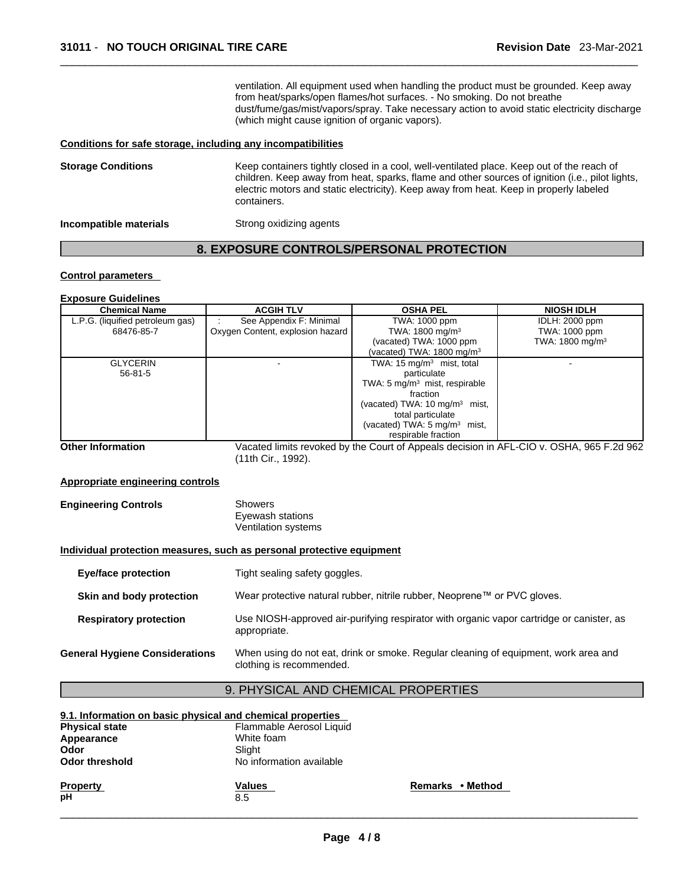ventilation. All equipment used when handling the product must be grounded. Keep away from heat/sparks/open flames/hot surfaces. - No smoking. Do not breathe dust/fume/gas/mist/vapors/spray. Take necessary action to avoid static electricity discharge (which might cause ignition of organic vapors).

**Conditions for safe storage, including any incompatibilities**

**Storage Conditions**
Keep containers tightly closed in a cool, well-ventilated place. Keep out of the reach of children. Keep away from heat, sparks, flame and other sources of ignition (i.e., pilot lights, electric motors and static electricity). Keep away from heat. Keep in properly labeled containers.

**Incompatible materials**
Strong oxidizing agents

## 8. EXPOSURE CONTROLS/PERSONAL PROTECTION

**Control parameters**

**Exposure Guidelines**

| Chemical Name | ACGIH TLV | OSHA PEL | NIOSH IDLH |
|---|---|---|---|
| L.P.G. (liquified petroleum gas) 68476-85-7 | : See Appendix F: Minimal Oxygen Content, explosion hazard | TWA: 1000 ppm TWA: 1800 mg/m³ (vacated) TWA: 1000 ppm (vacated) TWA: 1800 mg/m³ | IDLH: 2000 ppm TWA: 1000 ppm TWA: 1800 mg/m³ |
| GLYCERIN 56-81-5 | - | TWA: 15 mg/m³ mist, total particulate TWA: 5 mg/m³ mist, respirable fraction (vacated) TWA: 10 mg/m³ mist, total particulate (vacated) TWA: 5 mg/m³ mist, respirable fraction | - |

**Other Information**
Vacated limits revoked by the Court of Appeals decision in AFL-CIO v. OSHA, 965 F.2d 962 (11th Cir., 1992).

**Appropriate engineering controls**

**Engineering Controls**
Showers
Eyewash stations
Ventilation systems

**Individual protection measures, such as personal protective equipment**

**Eye/face protection**
Tight sealing safety goggles.

**Skin and body protection**
Wear protective natural rubber, nitrile rubber, Neoprene™ or PVC gloves.

**Respiratory protection**
Use NIOSH-approved air-purifying respirator with organic vapor cartridge or canister, as appropriate.

**General Hygiene Considerations**
When using do not eat, drink or smoke. Regular cleaning of equipment, work area and clothing is recommended.

## 9. PHYSICAL AND CHEMICAL PROPERTIES

**9.1. Information on basic physical and chemical properties**

**Physical state** Flammable Aerosol Liquid
**Appearance** White foam
**Odor** Slight
**Odor threshold** No information available

| Property | Values | Remarks • Method |
|---|---|---|
| pH | 8.5 | |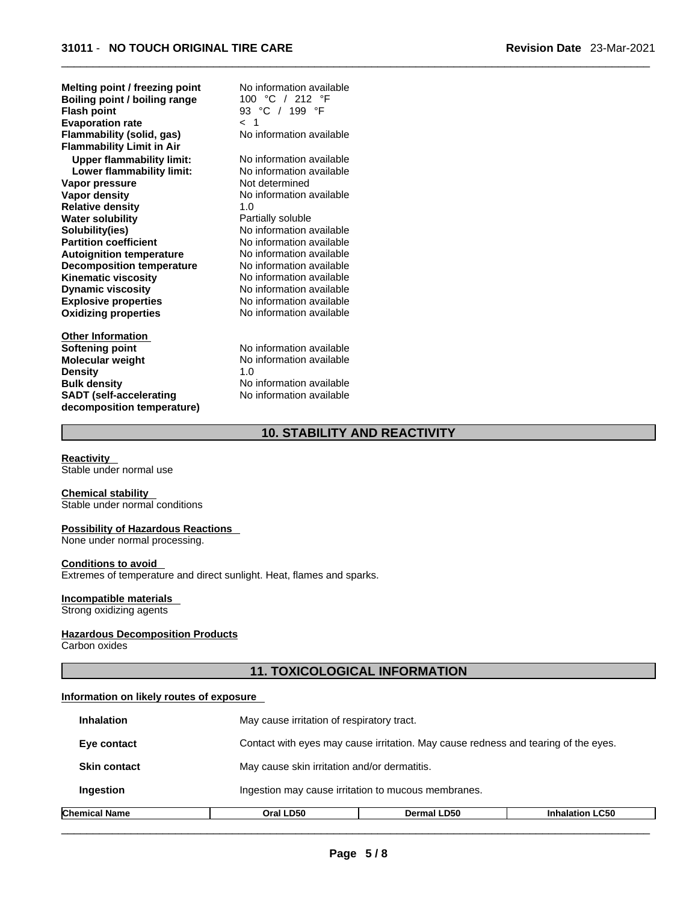| | |
|---|---|
| **Melting point / freezing point** | No information available |
| **Boiling point / boiling range** | 100 °C / 212 °F |
| **Flash point** | 93 °C / 199 °F |
| **Evaporation rate** | < 1 |
| **Flammability (solid, gas)** | No information available |
| **Flammability Limit in Air** | |
| **Upper flammability limit:** | No information available |
| **Lower flammability limit:** | No information available |
| **Vapor pressure** | Not determined |
| **Vapor density** | No information available |
| **Relative density** | 1.0 |
| **Water solubility** | Partially soluble |
| **Solubility(ies)** | No information available |
| **Partition coefficient** | No information available |
| **Autoignition temperature** | No information available |
| **Decomposition temperature** | No information available |
| **Kinematic viscosity** | No information available |
| **Dynamic viscosity** | No information available |
| **Explosive properties** | No information available |
| **Oxidizing properties** | No information available |

**Other Information**

| | |
|---|---|
| **Softening point** | No information available |
| **Molecular weight** | No information available |
| **Density** | 1.0 |
| **Bulk density** | No information available |
| **SADT (self-accelerating decomposition temperature)** | No information available |

## 10. STABILITY AND REACTIVITY

**Reactivity**
Stable under normal use

**Chemical stability**
Stable under normal conditions

**Possibility of Hazardous Reactions**
None under normal processing.

**Conditions to avoid**
Extremes of temperature and direct sunlight. Heat, flames and sparks.

**Incompatible materials**
Strong oxidizing agents

**Hazardous Decomposition Products**
Carbon oxides

## 11. TOXICOLOGICAL INFORMATION

**Information on likely routes of exposure**

| | |
|---|---|
| **Inhalation** | May cause irritation of respiratory tract. |
| **Eye contact** | Contact with eyes may cause irritation. May cause redness and tearing of the eyes. |
| **Skin contact** | May cause skin irritation and/or dermatitis. |
| **Ingestion** | Ingestion may cause irritation to mucous membranes. |

| Chemical Name | Oral LD50 | Dermal LD50 | Inhalation LC50 |
|---|---|---|---|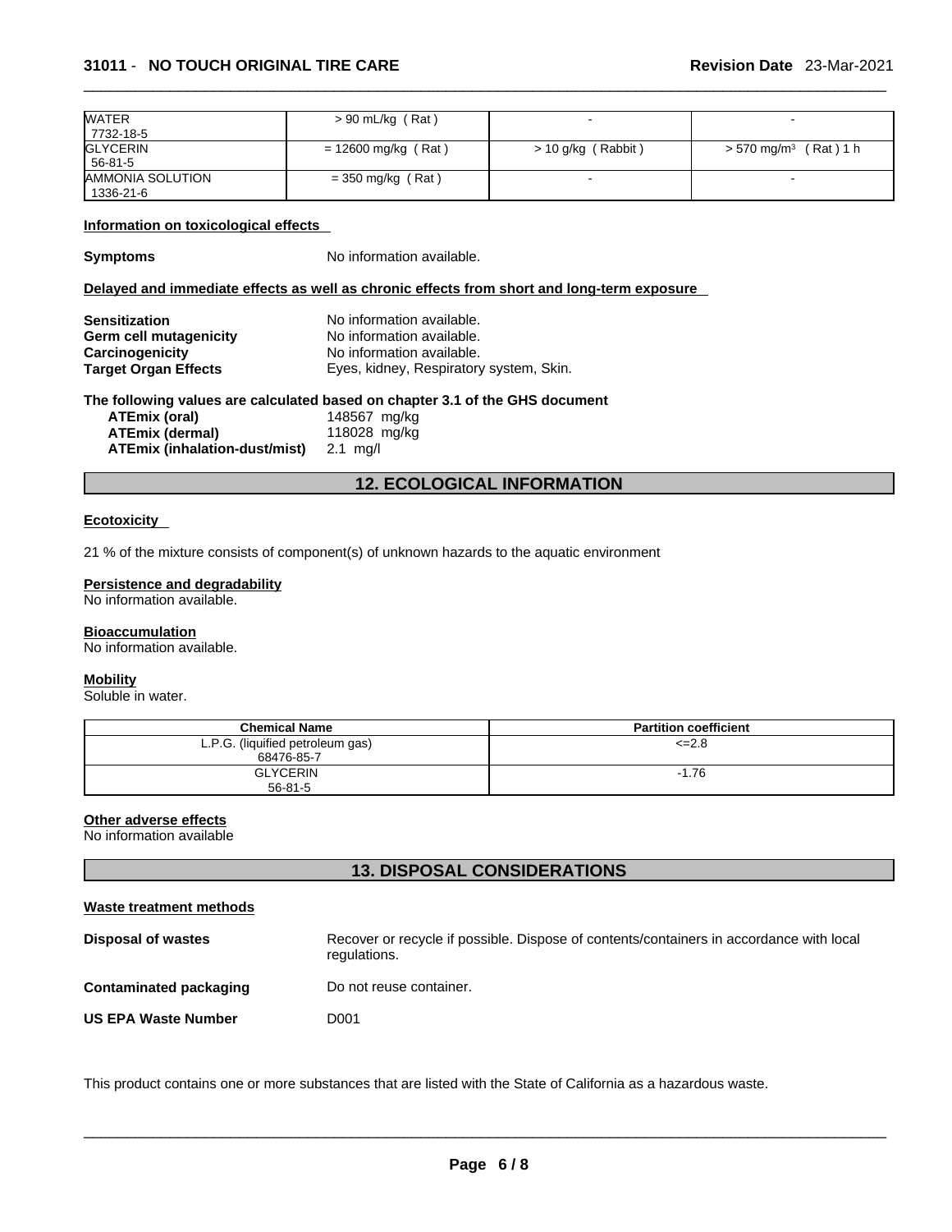| | | | |
|---|---|---|---|
| WATER<br>7732-18-5 | > 90 mL/kg ( Rat ) | - | - |
| GLYCERIN<br>56-81-5 | = 12600 mg/kg ( Rat ) | > 10 g/kg ( Rabbit ) | > 570 mg/m$^3$ ( Rat ) 1 h |
| AMMONIA SOLUTION<br>1336-21-6 | = 350 mg/kg ( Rat ) | - | - |

**Information on toxicological effects**

**Symptoms** No information available.

**Delayed and immediate effects as well as chronic effects from short and long-term exposure**

**Sensitization** No information available.
**Germ cell mutagenicity** No information available.
**Carcinogenicity** No information available.
**Target Organ Effects** Eyes, kidney, Respiratory system, Skin.

**The following values are calculated based on chapter 3.1 of the GHS document**

**ATEmix (oral)** 148567 mg/kg
**ATEmix (dermal)** 118028 mg/kg
**ATEmix (inhalation-dust/mist)** 2.1 mg/l

## 12. ECOLOGICAL INFORMATION

**Ecotoxicity**

21 % of the mixture consists of component(s) of unknown hazards to the aquatic environment

**Persistence and degradability**
No information available.

**Bioaccumulation**
No information available.

**Mobility**
Soluble in water.

| Chemical Name | Partition coefficient |
|---|---|
| L.P.G. (liquified petroleum gas)<br>68476-85-7 | <=2.8 |
| GLYCERIN<br>56-81-5 | -1.76 |

**Other adverse effects**
No information available

## 13. DISPOSAL CONSIDERATIONS

**Waste treatment methods**

**Disposal of wastes** Recover or recycle if possible. Dispose of contents/containers in accordance with local regulations.

**Contaminated packaging** Do not reuse container.

**US EPA Waste Number** D001

This product contains one or more substances that are listed with the State of California as a hazardous waste.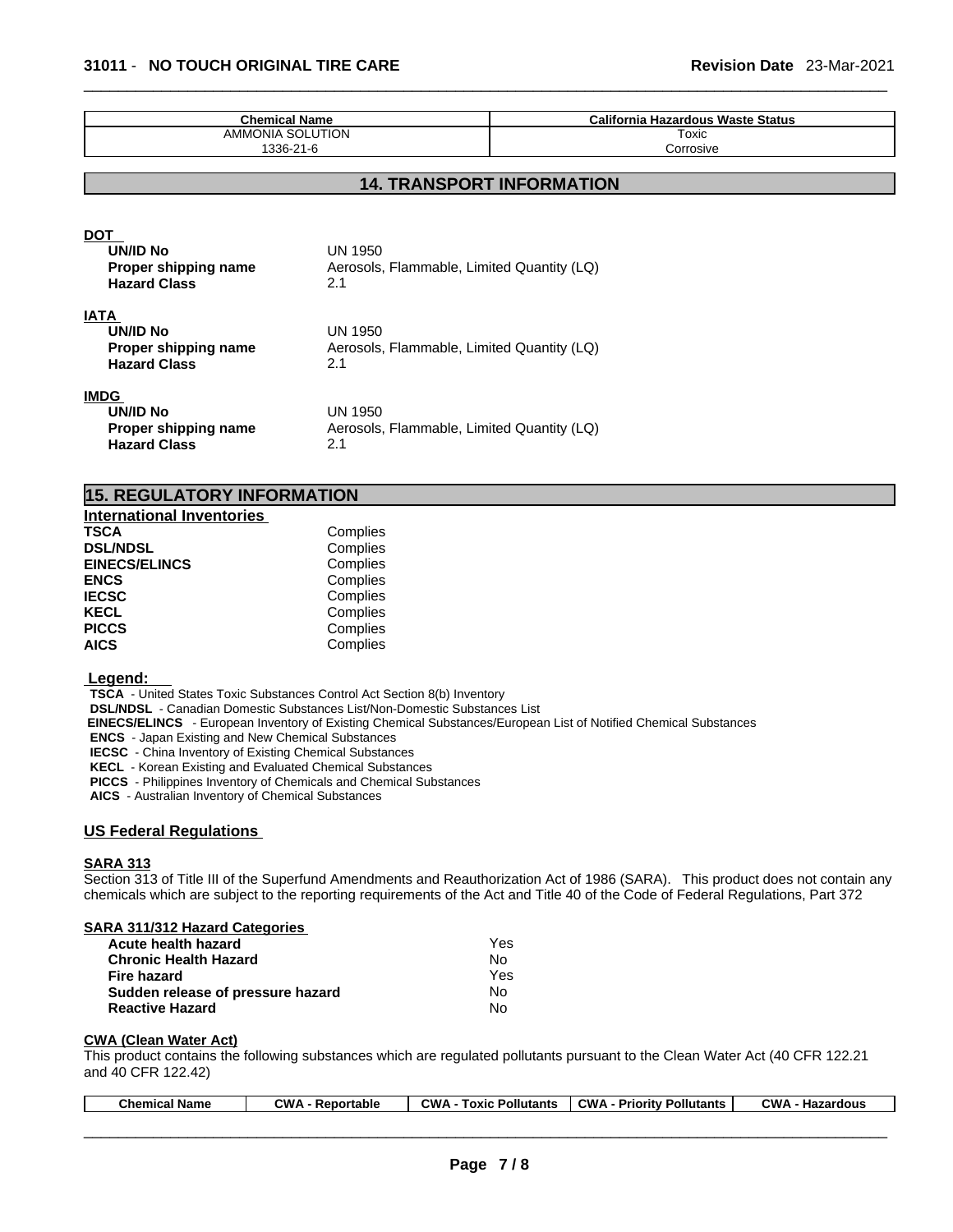| Chemical Name | California Hazardous Waste Status |
|---|---|
| AMMONIA SOLUTION<br>1336-21-6 | Toxic<br>Corrosive |

## 14. TRANSPORT INFORMATION

**DOT**

| | |
|---|---|
| **UN/ID No** | UN 1950 |
| **Proper shipping name** | Aerosols, Flammable, Limited Quantity (LQ) |
| **Hazard Class** | 2.1 |

**IATA**

| | |
|---|---|
| **UN/ID No** | UN 1950 |
| **Proper shipping name** | Aerosols, Flammable, Limited Quantity (LQ) |
| **Hazard Class** | 2.1 |

**IMDG**

| | |
|---|---|
| **UN/ID No** | UN 1950 |
| **Proper shipping name** | Aerosols, Flammable, Limited Quantity (LQ) |
| **Hazard Class** | 2.1 |

## 15. REGULATORY INFORMATION

**International Inventories**

| | |
|---|---|
| **TSCA** | Complies |
| **DSL/NDSL** | Complies |
| **EINECS/ELINCS** | Complies |
| **ENCS** | Complies |
| **IECSC** | Complies |
| **KECL** | Complies |
| **PICCS** | Complies |
| **AICS** | Complies |

**Legend:**

**TSCA** - United States Toxic Substances Control Act Section 8(b) Inventory
**DSL/NDSL** - Canadian Domestic Substances List/Non-Domestic Substances List
**EINECS/ELINCS** - European Inventory of Existing Chemical Substances/European List of Notified Chemical Substances
**ENCS** - Japan Existing and New Chemical Substances
**IECSC** - China Inventory of Existing Chemical Substances
**KECL** - Korean Existing and Evaluated Chemical Substances
**PICCS** - Philippines Inventory of Chemicals and Chemical Substances
**AICS** - Australian Inventory of Chemical Substances

### US Federal Regulations

**SARA 313**

Section 313 of Title III of the Superfund Amendments and Reauthorization Act of 1986 (SARA). This product does not contain any chemicals which are subject to the reporting requirements of the Act and Title 40 of the Code of Federal Regulations, Part 372

**SARA 311/312 Hazard Categories**

| | |
|---|---|
| **Acute health hazard** | Yes |
| **Chronic Health Hazard** | No |
| **Fire hazard** | Yes |
| **Sudden release of pressure hazard** | No |
| **Reactive Hazard** | No |

**CWA (Clean Water Act)**

This product contains the following substances which are regulated pollutants pursuant to the Clean Water Act (40 CFR 122.21 and 40 CFR 122.42)

| Chemical Name | CWA - Reportable | CWA - Toxic Pollutants | CWA - Priority Pollutants | CWA - Hazardous |
|---|---|---|---|---|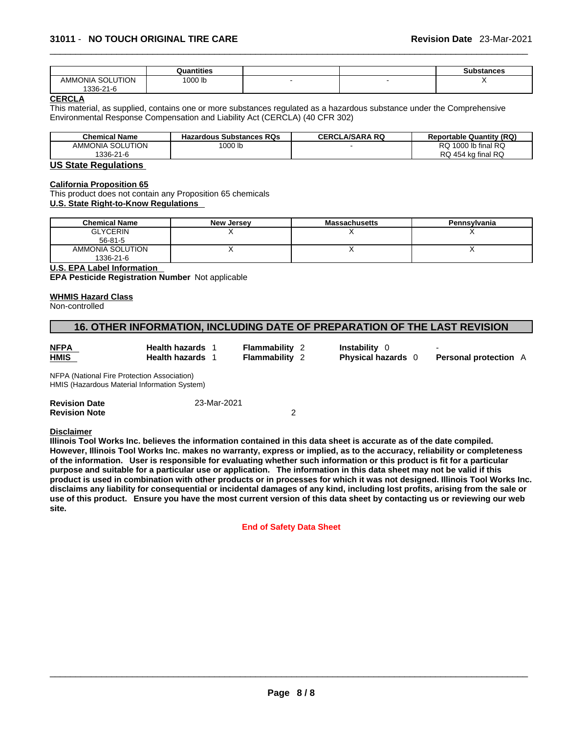| | Quantities | | | Substances |
|---|---|---|---|---|
| AMMONIA SOLUTION 1336-21-6 | 1000 lb | - | - | X |

**CERCLA**

This material, as supplied, contains one or more substances regulated as a hazardous substance under the Comprehensive Environmental Response Compensation and Liability Act (CERCLA) (40 CFR 302)

| Chemical Name | Hazardous Substances RQs | CERCLA/SARA RQ | Reportable Quantity (RQ) |
|---|---|---|---|
| AMMONIA SOLUTION 1336-21-6 | 1000 lb | - | RQ 1000 lb final RQ RQ 454 kg final RQ |

**US State Regulations**

**California Proposition 65**

This product does not contain any Proposition 65 chemicals

**U.S. State Right-to-Know Regulations**

| Chemical Name | New Jersey | Massachusetts | Pennsylvania |
|---|---|---|---|
| GLYCERIN 56-81-5 | X | X | X |
| AMMONIA SOLUTION 1336-21-6 | X | X | X |

**U.S. EPA Label Information**

**EPA Pesticide Registration Number** Not applicable

**WHMIS Hazard Class**

Non-controlled

## 16. OTHER INFORMATION, INCLUDING DATE OF PREPARATION OF THE LAST REVISION

| | | | | |
|---|---|---|---|---|
| **NFPA** | **Health hazards** 1 | **Flammability** 2 | **Instability** 0 | - |
| **HMIS** | **Health hazards** 1 | **Flammability** 2 | **Physical hazards** 0 | **Personal protection** A |

NFPA (National Fire Protection Association)
HMIS (Hazardous Material Information System)

**Revision Date** 23-Mar-2021
**Revision Note** 2

**Disclaimer**

**Illinois Tool Works Inc. believes the information contained in this data sheet is accurate as of the date compiled. However, Illinois Tool Works Inc. makes no warranty, express or implied, as to the accuracy, reliability or completeness of the information. User is responsible for evaluating whether such information or this product is fit for a particular purpose and suitable for a particular use or application. The information in this data sheet may not be valid if this product is used in combination with other products or in processes for which it was not designed. Illinois Tool Works Inc. disclaims any liability for consequential or incidental damages of any kind, including lost profits, arising from the sale or use of this product. Ensure you have the most current version of this data sheet by contacting us or reviewing our web site.**

**End of Safety Data Sheet**